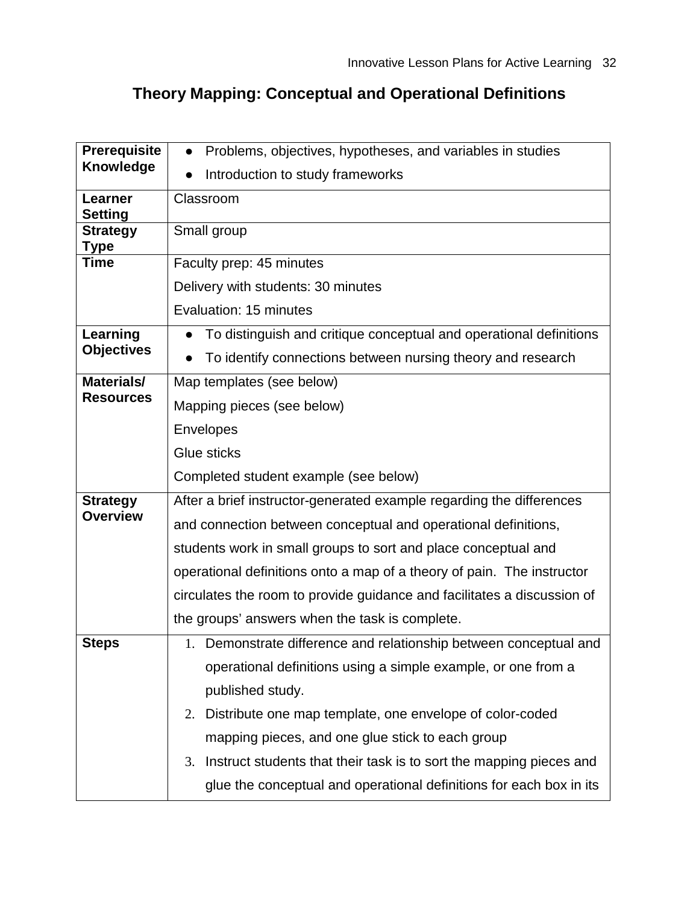# Theory Mapping: Conceptual and Operational Definitions

| | |
|---|---|
| **Prerequisite Knowledge** | • Problems, objectives, hypotheses, and variables in studies<br>• Introduction to study frameworks |
| **Learner Setting** | Classroom |
| **Strategy Type** | Small group |
| **Time** | Faculty prep: 45 minutes<br>Delivery with students: 30 minutes<br>Evaluation: 15 minutes |
| **Learning Objectives** | • To distinguish and critique conceptual and operational definitions<br>• To identify connections between nursing theory and research |
| **Materials/ Resources** | Map templates (see below)<br>Mapping pieces (see below)<br>Envelopes<br>Glue sticks<br>Completed student example (see below) |
| **Strategy Overview** | After a brief instructor-generated example regarding the differences and connection between conceptual and operational definitions, students work in small groups to sort and place conceptual and operational definitions onto a map of a theory of pain. The instructor circulates the room to provide guidance and facilitates a discussion of the groups' answers when the task is complete. |
| **Steps** | 1. Demonstrate difference and relationship between conceptual and operational definitions using a simple example, or one from a published study.<br>2. Distribute one map template, one envelope of color-coded mapping pieces, and one glue stick to each group<br>3. Instruct students that their task is to sort the mapping pieces and glue the conceptual and operational definitions for each box in its |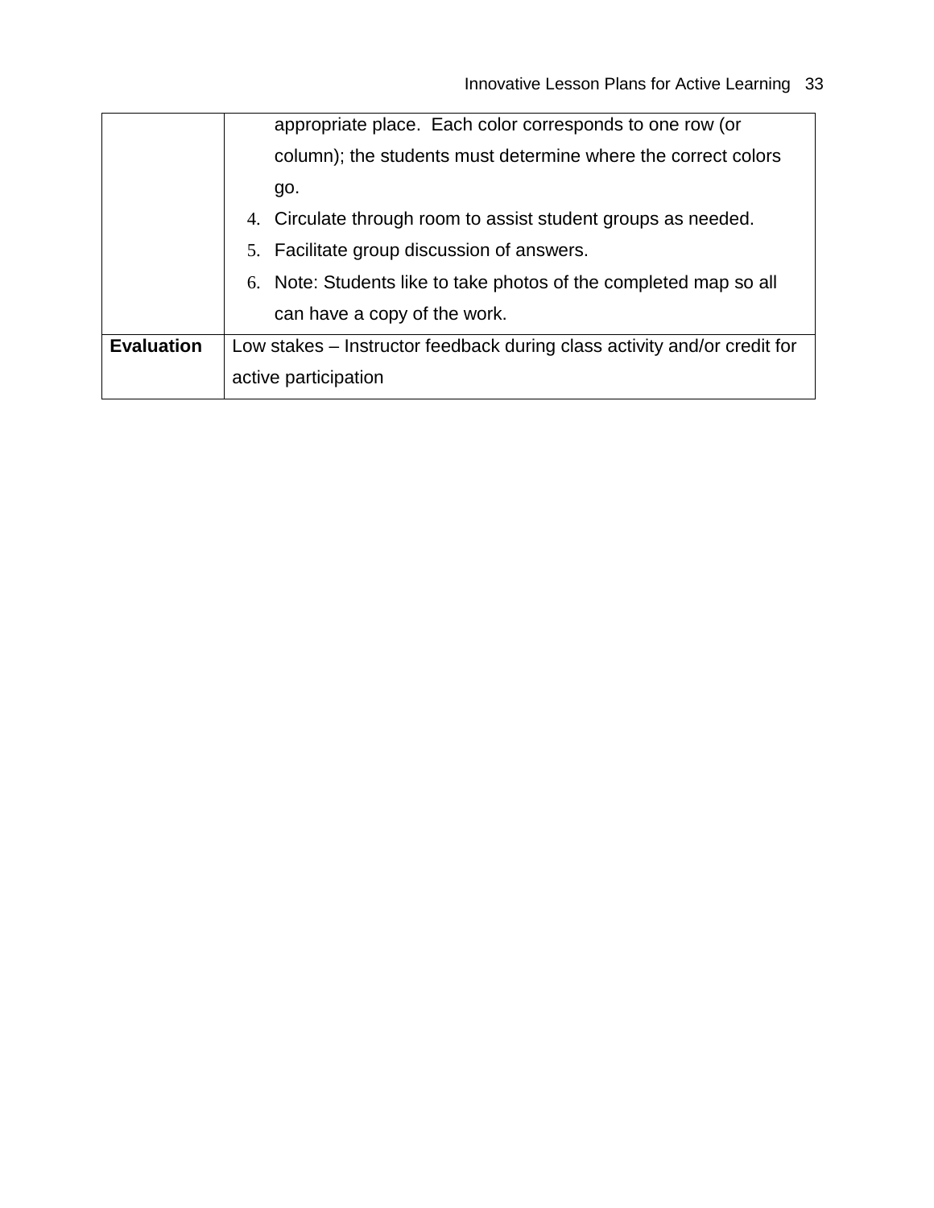|  |  |
|---|---|
|  | appropriate place. Each color corresponds to one row (or column); the students must determine where the correct colors go.<br>4. Circulate through room to assist student groups as needed.<br>5. Facilitate group discussion of answers.<br>6. Note: Students like to take photos of the completed map so all can have a copy of the work. |
| **Evaluation** | Low stakes – Instructor feedback during class activity and/or credit for active participation |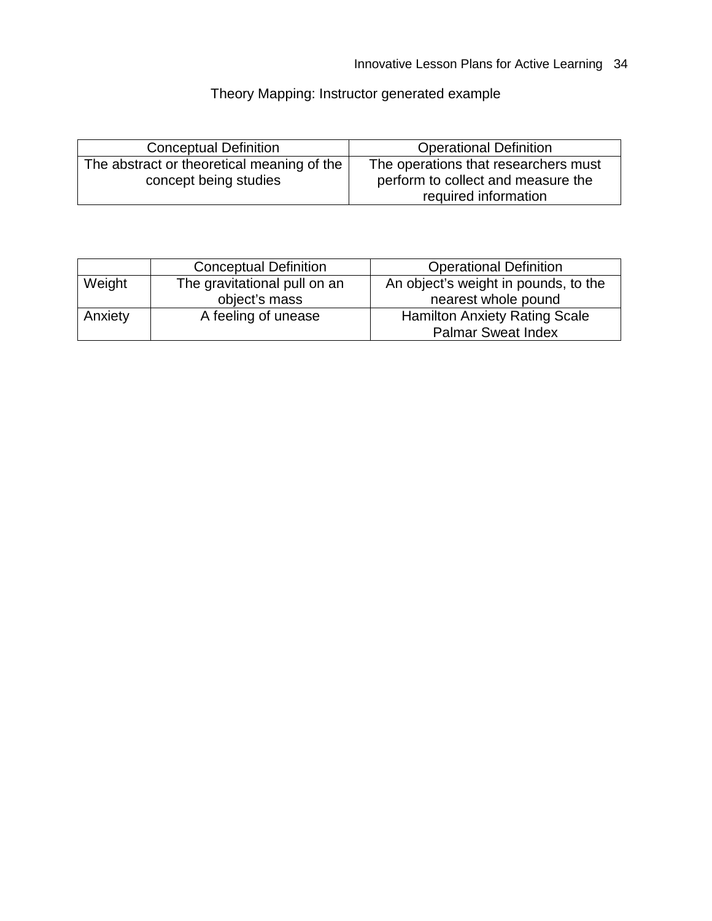Theory Mapping: Instructor generated example

| Conceptual Definition | Operational Definition |
|---|---|
| The abstract or theoretical meaning of the concept being studies | The operations that researchers must perform to collect and measure the required information |

| | Conceptual Definition | Operational Definition |
|---|---|---|
| Weight | The gravitational pull on an object's mass | An object's weight in pounds, to the nearest whole pound |
| Anxiety | A feeling of unease | Hamilton Anxiety Rating Scale<br>Palmar Sweat Index |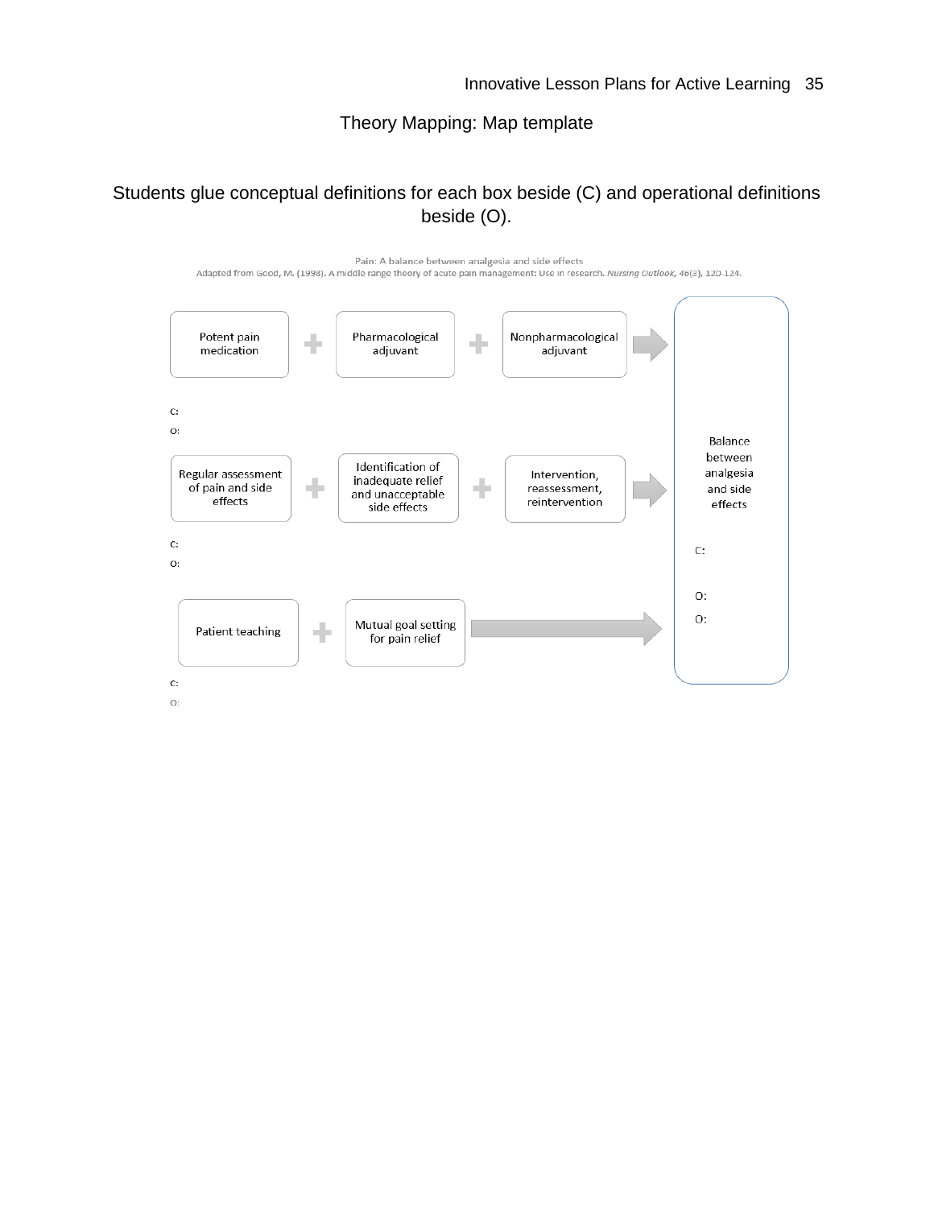## Theory Mapping: Map template

Students glue conceptual definitions for each box beside (C) and operational definitions beside (O).

Pain: A balance between analgesia and side effects
Adapted from Good, M. (1998). A middle range theory of acute pain management: Use in research. *Nursing Outlook, 46*(3), 120-124.

Potent pain medication + Pharmacological adjuvant + Nonpharmacological adjuvant →

C:

O:

Regular assessment of pain and side effects + Identification of inadequate relief and unacceptable side effects + Intervention, reassessment, reintervention →

C:

O:

Patient teaching + Mutual goal setting for pain relief →

C:

O:

Balance between analgesia and side effects

C:

O:

O: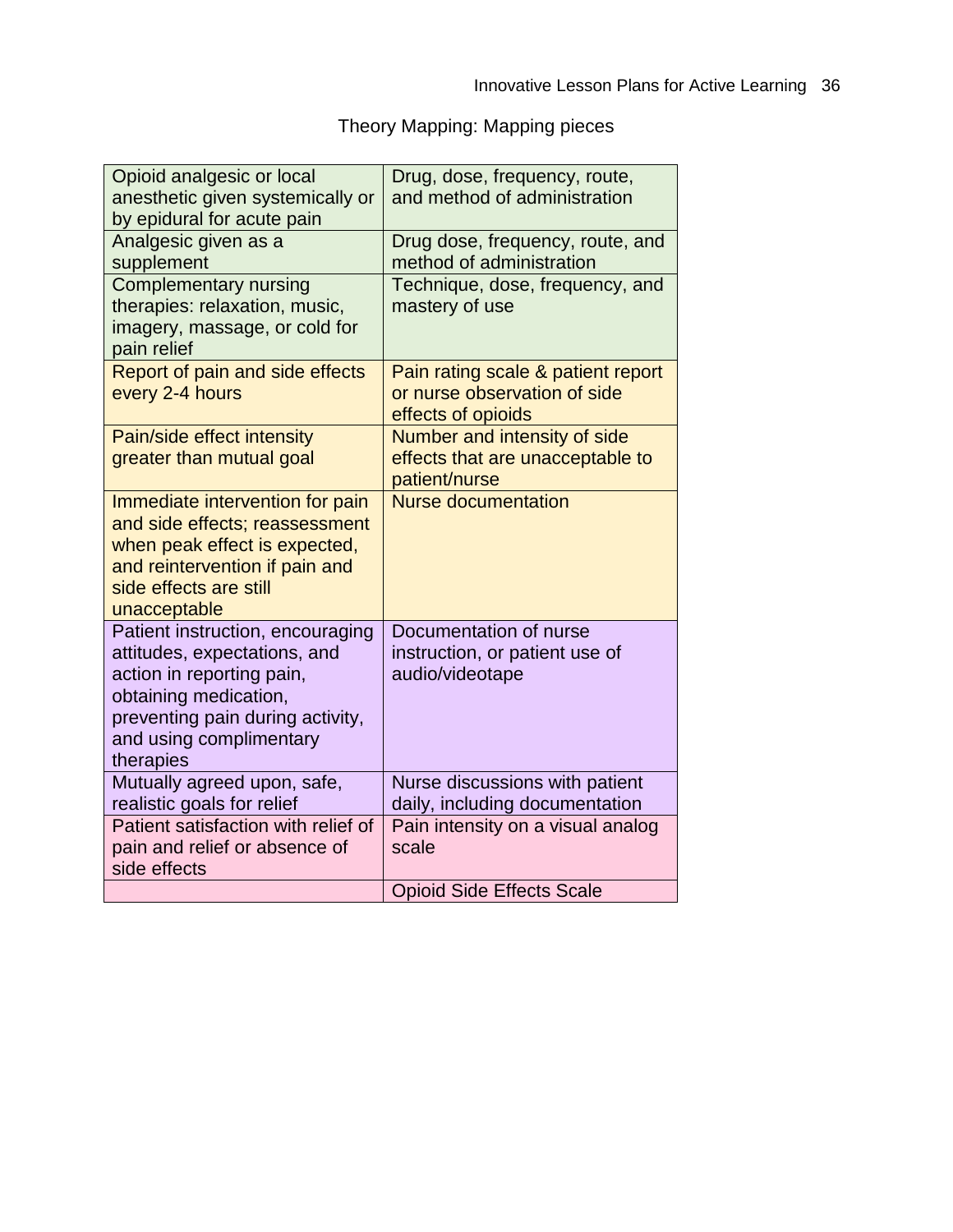Theory Mapping: Mapping pieces

| | |
|---|---|
| Opioid analgesic or local anesthetic given systemically or by epidural for acute pain | Drug, dose, frequency, route, and method of administration |
| Analgesic given as a supplement | Drug dose, frequency, route, and method of administration |
| Complementary nursing therapies: relaxation, music, imagery, massage, or cold for pain relief | Technique, dose, frequency, and mastery of use |
| Report of pain and side effects every 2-4 hours | Pain rating scale & patient report or nurse observation of side effects of opioids |
| Pain/side effect intensity greater than mutual goal | Number and intensity of side effects that are unacceptable to patient/nurse |
| Immediate intervention for pain and side effects; reassessment when peak effect is expected, and reintervention if pain and side effects are still unacceptable | Nurse documentation |
| Patient instruction, encouraging attitudes, expectations, and action in reporting pain, obtaining medication, preventing pain during activity, and using complimentary therapies | Documentation of nurse instruction, or patient use of audio/videotape |
| Mutually agreed upon, safe, realistic goals for relief | Nurse discussions with patient daily, including documentation |
| Patient satisfaction with relief of pain and relief or absence of side effects | Pain intensity on a visual analog scale |
| | Opioid Side Effects Scale |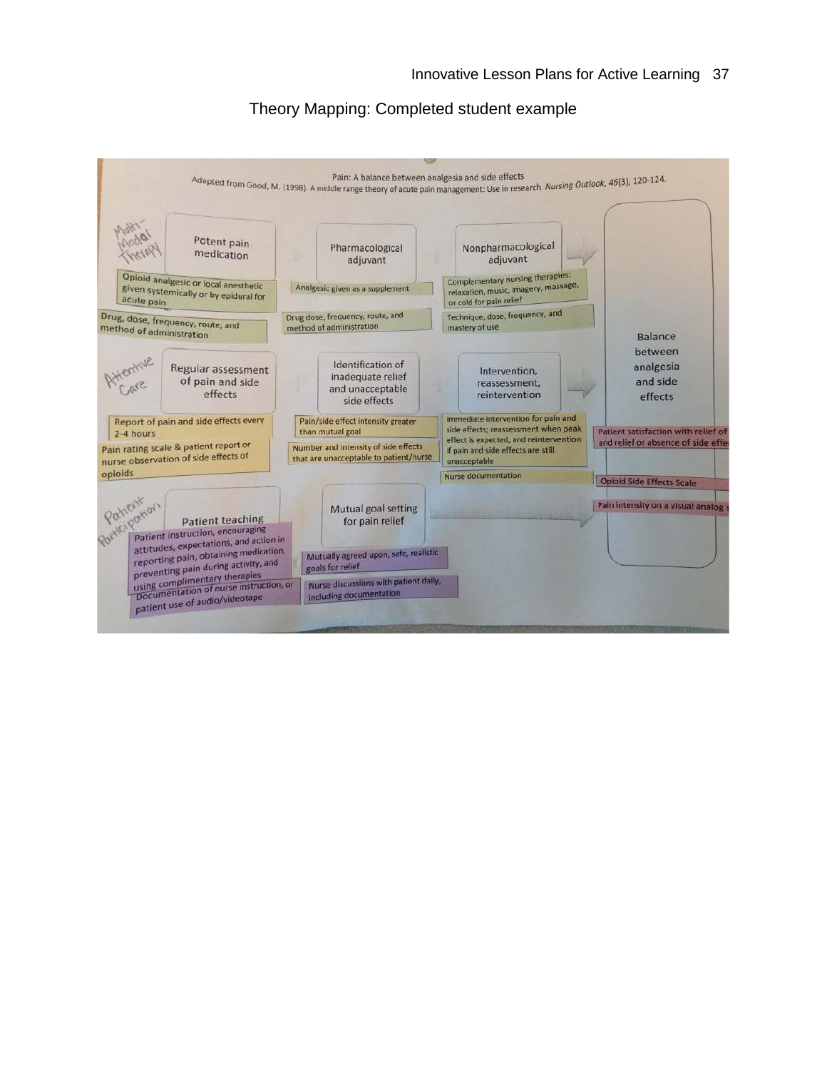## Theory Mapping: Completed student example

Pain: A balance between analgesia and side effects

Adapted from Good, M. (1998). A middle range theory of acute pain management: Use in research. *Nursing Outlook, 46*(3), 120-124.

Multi-Modal Therapy

Potent pain medication

Opioid analgesic or local anesthetic given systemically or by epidural for acute pain

Drug, dose, frequency, route, and method of administration

Pharmacological adjuvant

Analgesic given as a supplement

Drug dose, frequency, route, and method of administration

Nonpharmacological adjuvant

Complementary nursing therapies: relaxation, music, imagery, massage, or cold for pain relief

Technique, dose, frequency, and mastery of use

Attentive Care

Regular assessment of pain and side effects

Report of pain and side effects every 2-4 hours

Pain rating scale & patient report or nurse observation of side effects of opioids

Identification of inadequate relief and unacceptable side effects

Pain/side effect intensity greater than mutual goal

Number and intensity of side effects that are unacceptable to patient/nurse

Intervention, reassessment, reintervention

Immediate intervention for pain and side effects; reassessment when peak effect is expected, and reintervention if pain and side effects are still unacceptable

Nurse documentation

Patient Participation

Patient teaching

Patient instruction, encouraging attitudes, expectations, and action in reporting pain, obtaining medication, preventing pain during activity, and using complimentary therapies

Documentation of nurse instruction, or patient use of audio/videotape

Mutual goal setting for pain relief

Mutually agreed upon, safe, realistic goals for relief

Nurse discussions with patient daily, including documentation

Balance between analgesia and side effects

Patient satisfaction with relief of and relief or absence of side effe

Opioid Side Effects Scale

Pain intensity on a visual analog s